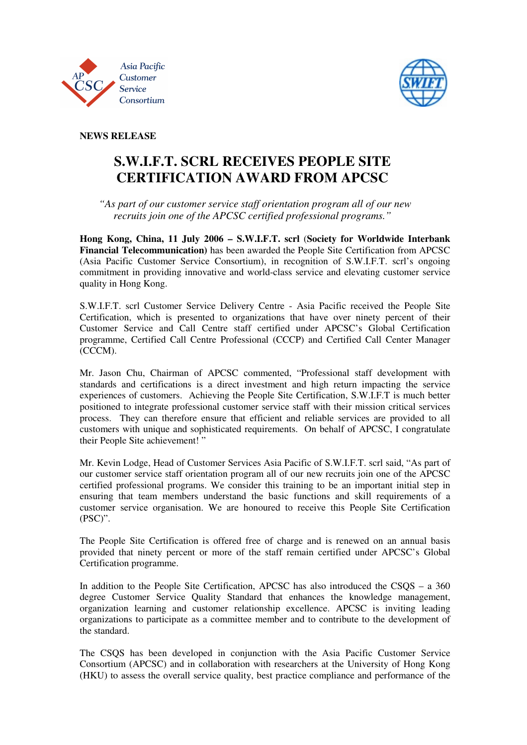Asia Pacific Customer Service Consortium

**NEWS RELEASE**

# S.W.I.F.T. SCRL RECEIVES PEOPLE SITE CERTIFICATION AWARD FROM APCSC

*"As part of our customer service staff orientation program all of our new recruits join one of the APCSC certified professional programs."*

**Hong Kong, China, 11 July 2006 – S.W.I.F.T. scrl** (**Society for Worldwide Interbank Financial Telecommunication)** has been awarded the People Site Certification from APCSC (Asia Pacific Customer Service Consortium), in recognition of S.W.I.F.T. scrl's ongoing commitment in providing innovative and world-class service and elevating customer service quality in Hong Kong.

S.W.I.F.T. scrl Customer Service Delivery Centre - Asia Pacific received the People Site Certification, which is presented to organizations that have over ninety percent of their Customer Service and Call Centre staff certified under APCSC's Global Certification programme, Certified Call Centre Professional (CCCP) and Certified Call Center Manager (CCCM).

Mr. Jason Chu, Chairman of APCSC commented, "Professional staff development with standards and certifications is a direct investment and high return impacting the service experiences of customers. Achieving the People Site Certification, S.W.I.F.T is much better positioned to integrate professional customer service staff with their mission critical services process. They can therefore ensure that efficient and reliable services are provided to all customers with unique and sophisticated requirements. On behalf of APCSC, I congratulate their People Site achievement! "

Mr. Kevin Lodge, Head of Customer Services Asia Pacific of S.W.I.F.T. scrl said, "As part of our customer service staff orientation program all of our new recruits join one of the APCSC certified professional programs. We consider this training to be an important initial step in ensuring that team members understand the basic functions and skill requirements of a customer service organisation. We are honoured to receive this People Site Certification (PSC)".

The People Site Certification is offered free of charge and is renewed on an annual basis provided that ninety percent or more of the staff remain certified under APCSC's Global Certification programme.

In addition to the People Site Certification, APCSC has also introduced the CSQS – a 360 degree Customer Service Quality Standard that enhances the knowledge management, organization learning and customer relationship excellence. APCSC is inviting leading organizations to participate as a committee member and to contribute to the development of the standard.

The CSQS has been developed in conjunction with the Asia Pacific Customer Service Consortium (APCSC) and in collaboration with researchers at the University of Hong Kong (HKU) to assess the overall service quality, best practice compliance and performance of the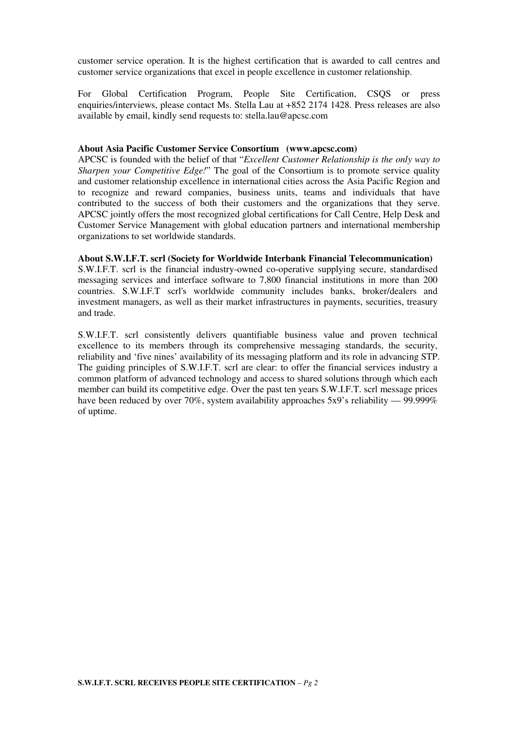customer service operation. It is the highest certification that is awarded to call centres and customer service organizations that excel in people excellence in customer relationship.

For Global Certification Program, People Site Certification, CSQS or press enquiries/interviews, please contact Ms. Stella Lau at +852 2174 1428. Press releases are also available by email, kindly send requests to: stella.lau@apcsc.com

**About Asia Pacific Customer Service Consortium (www.apcsc.com)**

APCSC is founded with the belief of that "*Excellent Customer Relationship is the only way to Sharpen your Competitive Edge!*" The goal of the Consortium is to promote service quality and customer relationship excellence in international cities across the Asia Pacific Region and to recognize and reward companies, business units, teams and individuals that have contributed to the success of both their customers and the organizations that they serve. APCSC jointly offers the most recognized global certifications for Call Centre, Help Desk and Customer Service Management with global education partners and international membership organizations to set worldwide standards.

**About S.W.I.F.T. scrl (Society for Worldwide Interbank Financial Telecommunication)**

S.W.I.F.T. scrl is the financial industry-owned co-operative supplying secure, standardised messaging services and interface software to 7,800 financial institutions in more than 200 countries. S.W.I.F.T scrl's worldwide community includes banks, broker/dealers and investment managers, as well as their market infrastructures in payments, securities, treasury and trade.

S.W.I.F.T. scrl consistently delivers quantifiable business value and proven technical excellence to its members through its comprehensive messaging standards, the security, reliability and 'five nines' availability of its messaging platform and its role in advancing STP. The guiding principles of S.W.I.F.T. scrl are clear: to offer the financial services industry a common platform of advanced technology and access to shared solutions through which each member can build its competitive edge. Over the past ten years S.W.I.F.T. scrl message prices have been reduced by over 70%, system availability approaches 5x9's reliability — 99.999% of uptime.